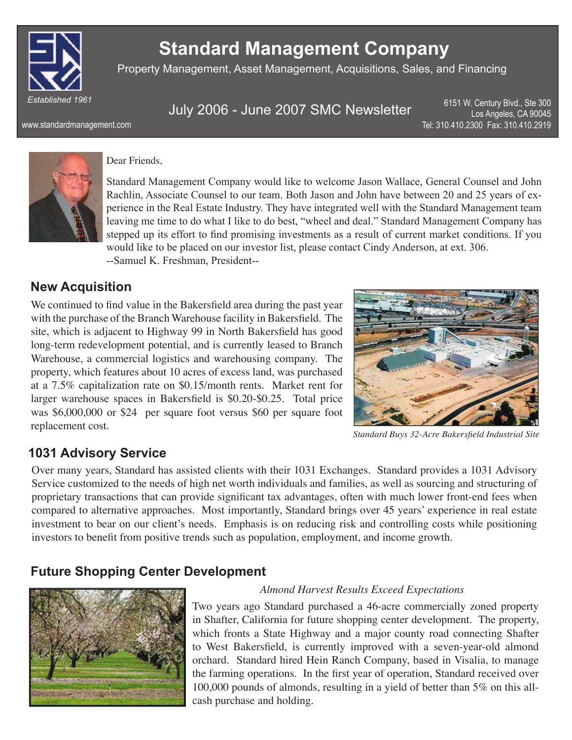# Standard Management Company

Property Management, Asset Management, Acquisitions, Sales, and Financing

*Established 1961*

www.standardmanagement.com

## July 2006 - June 2007 SMC Newsletter

6151 W. Century Blvd., Ste 300
Los Angeles, CA 90045
Tel: 310.410.2300 Fax: 310.410.2919

Dear Friends,

Standard Management Company would like to welcome Jason Wallace, General Counsel and John Rachlin, Associate Counsel to our team. Both Jason and John have between 20 and 25 years of experience in the Real Estate Industry. They have integrated well with the Standard Management team leaving me time to do what I like to do best, "wheel and deal." Standard Management Company has stepped up its effort to find promising investments as a result of current market conditions. If you would like to be placed on our investor list, please contact Cindy Anderson, at ext. 306.
--Samuel K. Freshman, President--

## New Acquisition

We continued to find value in the Bakersfield area during the past year with the purchase of the Branch Warehouse facility in Bakersfield. The site, which is adjacent to Highway 99 in North Bakersfield has good long-term redevelopment potential, and is currently leased to Branch Warehouse, a commercial logistics and warehousing company. The property, which features about 10 acres of excess land, was purchased at a 7.5% capitalization rate on $0.15/month rents. Market rent for larger warehouse spaces in Bakersfield is $0.20-$0.25. Total price was $6,000,000 or $24 per square foot versus $60 per square foot replacement cost.

*Standard Buys 32-Acre Bakersfield Industrial Site*

## 1031 Advisory Service

Over many years, Standard has assisted clients with their 1031 Exchanges. Standard provides a 1031 Advisory Service customized to the needs of high net worth individuals and families, as well as sourcing and structuring of proprietary transactions that can provide significant tax advantages, often with much lower front-end fees when compared to alternative approaches. Most importantly, Standard brings over 45 years' experience in real estate investment to bear on our client's needs. Emphasis is on reducing risk and controlling costs while positioning investors to benefit from positive trends such as population, employment, and income growth.

## Future Shopping Center Development

*Almond Harvest Results Exceed Expectations*

Two years ago Standard purchased a 46-acre commercially zoned property in Shafter, California for future shopping center development. The property, which fronts a State Highway and a major county road connecting Shafter to West Bakersfield, is currently improved with a seven-year-old almond orchard. Standard hired Hein Ranch Company, based in Visalia, to manage the farming operations. In the first year of operation, Standard received over 100,000 pounds of almonds, resulting in a yield of better than 5% on this all-cash purchase and holding.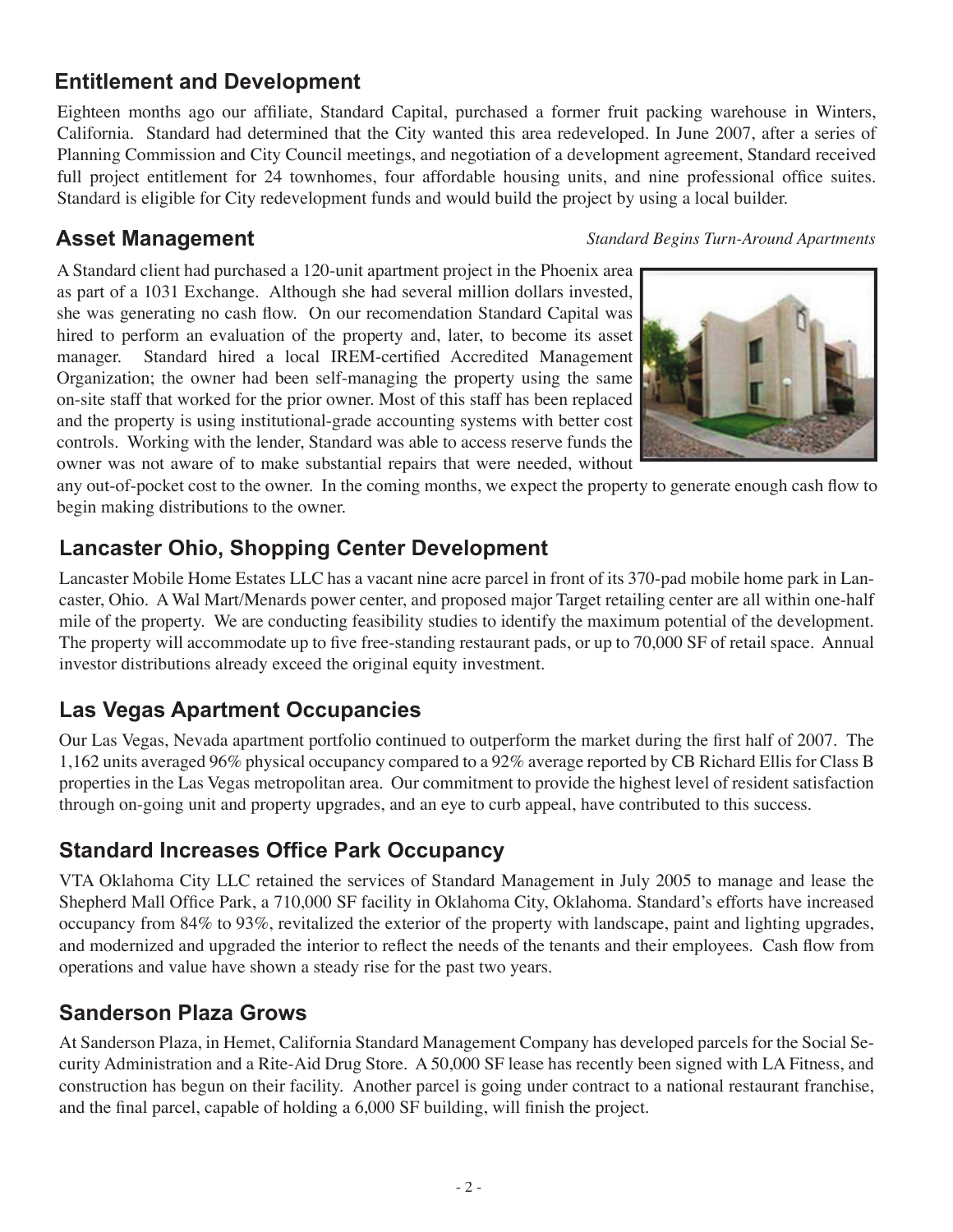## Entitlement and Development

Eighteen months ago our affiliate, Standard Capital, purchased a former fruit packing warehouse in Winters, California. Standard had determined that the City wanted this area redeveloped. In June 2007, after a series of Planning Commission and City Council meetings, and negotiation of a development agreement, Standard received full project entitlement for 24 townhomes, four affordable housing units, and nine professional office suites. Standard is eligible for City redevelopment funds and would build the project by using a local builder.

## Asset Management

*Standard Begins Turn-Around Apartments*

A Standard client had purchased a 120-unit apartment project in the Phoenix area as part of a 1031 Exchange. Although she had several million dollars invested, she was generating no cash flow. On our recomendation Standard Capital was hired to perform an evaluation of the property and, later, to become its asset manager. Standard hired a local IREM-certified Accredited Management Organization; the owner had been self-managing the property using the same on-site staff that worked for the prior owner. Most of this staff has been replaced and the property is using institutional-grade accounting systems with better cost controls. Working with the lender, Standard was able to access reserve funds the owner was not aware of to make substantial repairs that were needed, without any out-of-pocket cost to the owner. In the coming months, we expect the property to generate enough cash flow to begin making distributions to the owner.

## Lancaster Ohio, Shopping Center Development

Lancaster Mobile Home Estates LLC has a vacant nine acre parcel in front of its 370-pad mobile home park in Lancaster, Ohio. A Wal Mart/Menards power center, and proposed major Target retailing center are all within one-half mile of the property. We are conducting feasibility studies to identify the maximum potential of the development. The property will accommodate up to five free-standing restaurant pads, or up to 70,000 SF of retail space. Annual investor distributions already exceed the original equity investment.

## Las Vegas Apartment Occupancies

Our Las Vegas, Nevada apartment portfolio continued to outperform the market during the first half of 2007. The 1,162 units averaged 96% physical occupancy compared to a 92% average reported by CB Richard Ellis for Class B properties in the Las Vegas metropolitan area. Our commitment to provide the highest level of resident satisfaction through on-going unit and property upgrades, and an eye to curb appeal, have contributed to this success.

## Standard Increases Office Park Occupancy

VTA Oklahoma City LLC retained the services of Standard Management in July 2005 to manage and lease the Shepherd Mall Office Park, a 710,000 SF facility in Oklahoma City, Oklahoma. Standard's efforts have increased occupancy from 84% to 93%, revitalized the exterior of the property with landscape, paint and lighting upgrades, and modernized and upgraded the interior to reflect the needs of the tenants and their employees. Cash flow from operations and value have shown a steady rise for the past two years.

## Sanderson Plaza Grows

At Sanderson Plaza, in Hemet, California Standard Management Company has developed parcels for the Social Security Administration and a Rite-Aid Drug Store. A 50,000 SF lease has recently been signed with LA Fitness, and construction has begun on their facility. Another parcel is going under contract to a national restaurant franchise, and the final parcel, capable of holding a 6,000 SF building, will finish the project.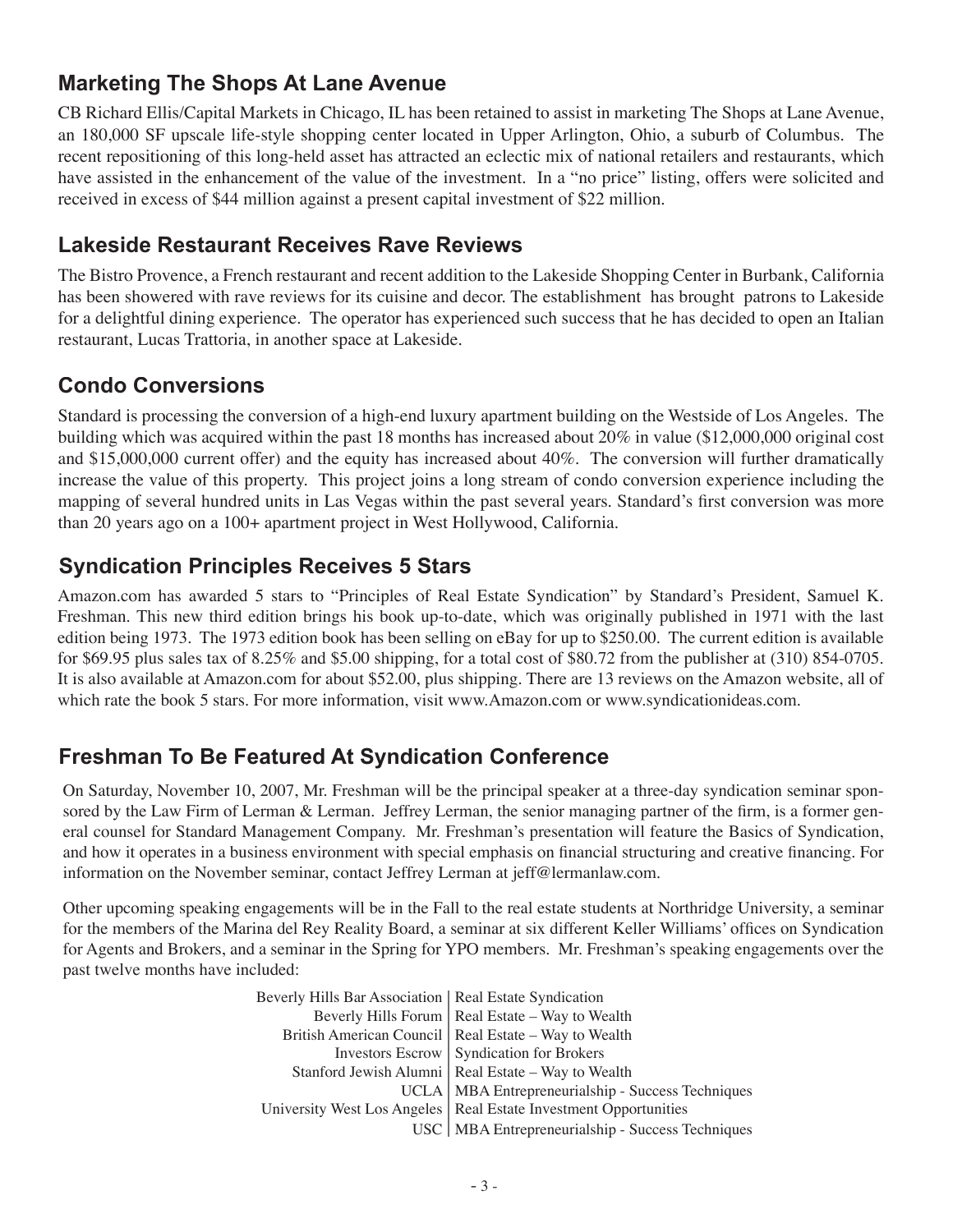## Marketing The Shops At Lane Avenue

CB Richard Ellis/Capital Markets in Chicago, IL has been retained to assist in marketing The Shops at Lane Avenue, an 180,000 SF upscale life-style shopping center located in Upper Arlington, Ohio, a suburb of Columbus. The recent repositioning of this long-held asset has attracted an eclectic mix of national retailers and restaurants, which have assisted in the enhancement of the value of the investment. In a "no price" listing, offers were solicited and received in excess of $44 million against a present capital investment of $22 million.

## Lakeside Restaurant Receives Rave Reviews

The Bistro Provence, a French restaurant and recent addition to the Lakeside Shopping Center in Burbank, California has been showered with rave reviews for its cuisine and decor. The establishment has brought patrons to Lakeside for a delightful dining experience. The operator has experienced such success that he has decided to open an Italian restaurant, Lucas Trattoria, in another space at Lakeside.

## Condo Conversions

Standard is processing the conversion of a high-end luxury apartment building on the Westside of Los Angeles. The building which was acquired within the past 18 months has increased about 20% in value ($12,000,000 original cost and $15,000,000 current offer) and the equity has increased about 40%. The conversion will further dramatically increase the value of this property. This project joins a long stream of condo conversion experience including the mapping of several hundred units in Las Vegas within the past several years. Standard's first conversion was more than 20 years ago on a 100+ apartment project in West Hollywood, California.

## Syndication Principles Receives 5 Stars

Amazon.com has awarded 5 stars to "Principles of Real Estate Syndication" by Standard's President, Samuel K. Freshman. This new third edition brings his book up-to-date, which was originally published in 1971 with the last edition being 1973. The 1973 edition book has been selling on eBay for up to $250.00. The current edition is available for $69.95 plus sales tax of 8.25% and $5.00 shipping, for a total cost of $80.72 from the publisher at (310) 854-0705. It is also available at Amazon.com for about $52.00, plus shipping. There are 13 reviews on the Amazon website, all of which rate the book 5 stars. For more information, visit www.Amazon.com or www.syndicationideas.com.

## Freshman To Be Featured At Syndication Conference

On Saturday, November 10, 2007, Mr. Freshman will be the principal speaker at a three-day syndication seminar sponsored by the Law Firm of Lerman & Lerman. Jeffrey Lerman, the senior managing partner of the firm, is a former general counsel for Standard Management Company. Mr. Freshman's presentation will feature the Basics of Syndication, and how it operates in a business environment with special emphasis on financial structuring and creative financing. For information on the November seminar, contact Jeffrey Lerman at jeff@lermanlaw.com.

Other upcoming speaking engagements will be in the Fall to the real estate students at Northridge University, a seminar for the members of the Marina del Rey Reality Board, a seminar at six different Keller Williams' offices on Syndication for Agents and Brokers, and a seminar in the Spring for YPO members. Mr. Freshman's speaking engagements over the past twelve months have included:

| Organization | Topic |
|---|---|
| Beverly Hills Bar Association | Real Estate Syndication |
| Beverly Hills Forum | Real Estate – Way to Wealth |
| British American Council | Real Estate – Way to Wealth |
| Investors Escrow | Syndication for Brokers |
| Stanford Jewish Alumni | Real Estate – Way to Wealth |
| UCLA | MBA Entrepreneurialship - Success Techniques |
| University West Los Angeles | Real Estate Investment Opportunities |
| USC | MBA Entrepreneurialship - Success Techniques |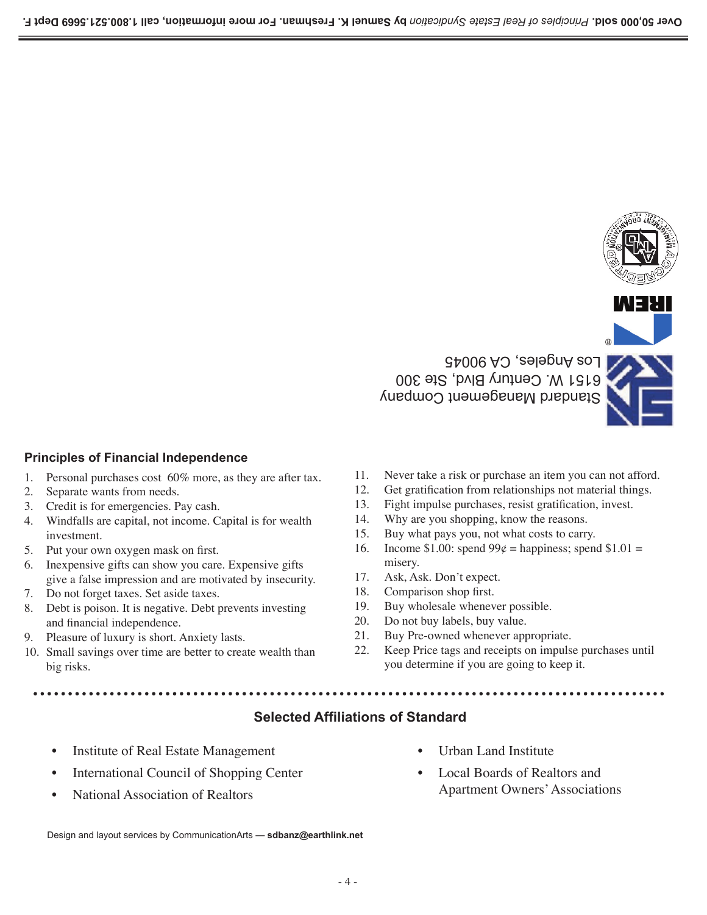Over 50,000 sold. *Principles of Real Estate Syndication* by Samuel K. Freshman. For more information, call 1.800.521.5669 Dept F.

Standard Management Company
6151 W. Century Blvd, Ste 300
Los Angeles, CA 90045

## Principles of Financial Independence

1. Personal purchases cost 60% more, as they are after tax.
2. Separate wants from needs.
3. Credit is for emergencies. Pay cash.
4. Windfalls are capital, not income. Capital is for wealth investment.
5. Put your own oxygen mask on first.
6. Inexpensive gifts can show you care. Expensive gifts give a false impression and are motivated by insecurity.
7. Do not forget taxes. Set aside taxes.
8. Debt is poison. It is negative. Debt prevents investing and financial independence.
9. Pleasure of luxury is short. Anxiety lasts.
10. Small savings over time are better to create wealth than big risks.
11. Never take a risk or purchase an item you can not afford.
12. Get gratification from relationships not material things.
13. Fight impulse purchases, resist gratification, invest.
14. Why are you shopping, know the reasons.
15. Buy what pays you, not what costs to carry.
16. Income $1.00: spend 99¢ = happiness; spend $1.01 = misery.
17. Ask, Ask. Don't expect.
18. Comparison shop first.
19. Buy wholesale whenever possible.
20. Do not buy labels, buy value.
21. Buy Pre-owned whenever appropriate.
22. Keep Price tags and receipts on impulse purchases until you determine if you are going to keep it.

## Selected Affiliations of Standard

- Institute of Real Estate Management
- International Council of Shopping Center
- National Association of Realtors
- Urban Land Institute
- Local Boards of Realtors and Apartment Owners' Associations

Design and layout services by CommunicationArts — **sdbanz@earthlink.net**